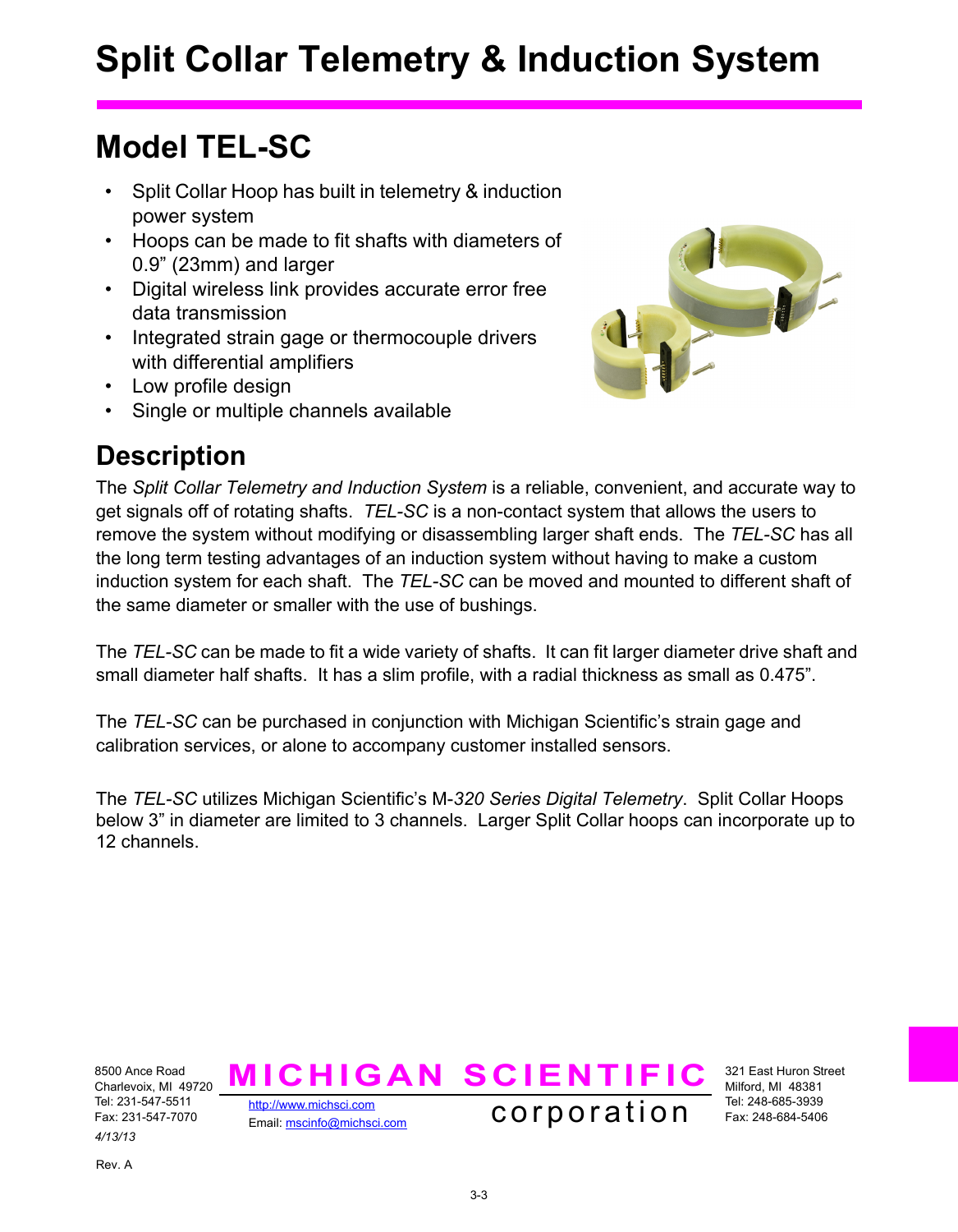# Split Collar Telemetry & Induction System

## Model TEL-SC

- Split Collar Hoop has built in telemetry & induction power system
- Hoops can be made to fit shafts with diameters of 0.9” (23mm) and larger
- Digital wireless link provides accurate error free data transmission
- Integrated strain gage or thermocouple drivers with differential amplifiers
- Low profile design
- Single or multiple channels available

## Description

The *Split Collar Telemetry and Induction System* is a reliable, convenient, and accurate way to get signals off of rotating shafts. *TEL-SC* is a non-contact system that allows the users to remove the system without modifying or disassembling larger shaft ends. The *TEL-SC* has all the long term testing advantages of an induction system without having to make a custom induction system for each shaft. The *TEL-SC* can be moved and mounted to different shaft of the same diameter or smaller with the use of bushings.

The *TEL-SC* can be made to fit a wide variety of shafts. It can fit larger diameter drive shaft and small diameter half shafts. It has a slim profile, with a radial thickness as small as 0.475”.

The *TEL-SC* can be purchased in conjunction with Michigan Scientific’s strain gage and calibration services, or alone to accompany customer installed sensors.

The *TEL-SC* utilizes Michigan Scientific’s M-*320 Series Digital Telemetry*. Split Collar Hoops below 3” in diameter are limited to 3 channels. Larger Split Collar hoops can incorporate up to 12 channels.

8500 Ance Road
Charlevoix, MI 49720
Tel: 231-547-5511
Fax: 231-547-7070
4/13/13

**MICHIGAN SCIENTIFIC corporation**

http://www.michsci.com
Email: mscinfo@michsci.com

321 East Huron Street
Milford, MI 48381
Tel: 248-685-3939
Fax: 248-684-5406

Rev. A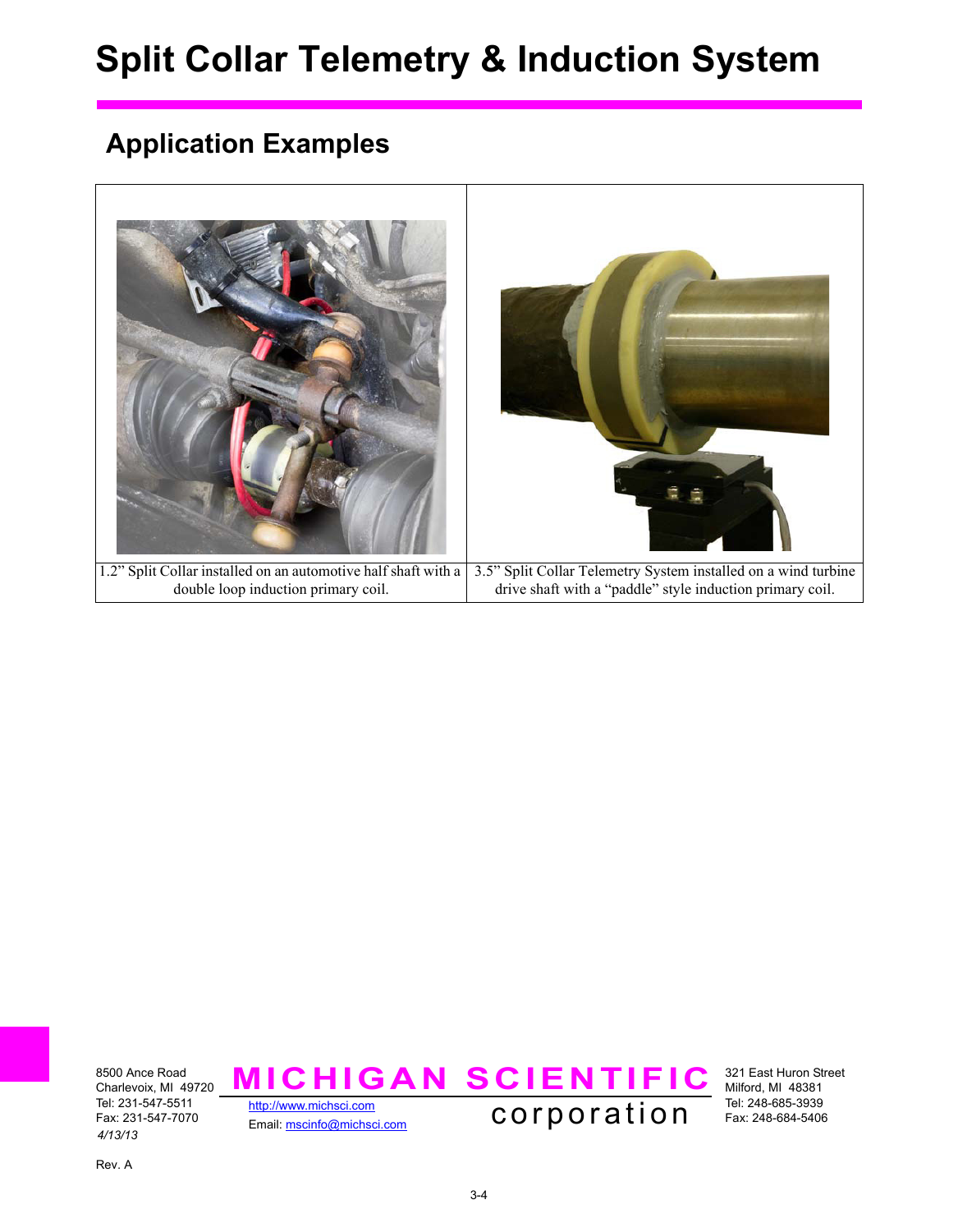# Split Collar Telemetry & Induction System

## Application Examples

| | |
|---|---|
| 1.2" Split Collar installed on an automotive half shaft with a double loop induction primary coil. | 3.5" Split Collar Telemetry System installed on a wind turbine drive shaft with a "paddle" style induction primary coil. |

8500 Ance Road
Charlevoix, MI 49720
Tel: 231-547-5511
Fax: 231-547-7070
*4/13/13*

**MICHIGAN SCIENTIFIC** corporation

http://www.michsci.com
Email: mscinfo@michsci.com

321 East Huron Street
Milford, MI 48381
Tel: 248-685-3939
Fax: 248-684-5406

Rev. A